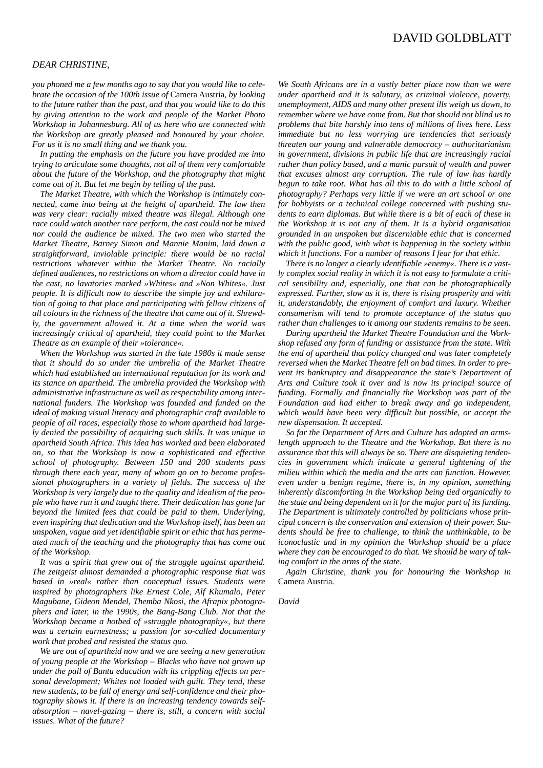# DAVID GOLDBLATT

*DEAR CHRISTINE,*

*you phoned me a few months ago to say that you would like to celebrate the occasion of the 100th issue of* Camera Austria*, by looking to the future rather than the past, and that you would like to do this by giving attention to the work and people of the Market Photo Workshop in Johannesburg. All of us here who are connected with the Workshop are greatly pleased and honoured by your choice. For us it is no small thing and we thank you.*

*In putting the emphasis on the future you have prodded me into trying to articulate some thoughts, not all of them very comfortable about the future of the Workshop, and the photography that might come out of it. But let me begin by telling of the past.*

*The Market Theatre, with which the Workshop is intimately connected, came into being at the height of apartheid. The law then was very clear: racially mixed theatre was illegal. Although one race could watch another race perform, the cast could not be mixed nor could the audience be mixed. The two men who started the Market Theatre, Barney Simon and Mannie Manim, laid down a straightforward, inviolable principle: there would be no racial restrictions whatever within the Market Theatre. No racially defined audiences, no restrictions on whom a director could have in the cast, no lavatories marked »Whites« and »Non Whites«. Just people. It is difficult now to describe the simple joy and exhilaration of going to that place and participating with fellow citizens of all colours in the richness of the theatre that came out of it. Shrewdly, the government allowed it. At a time when the world was increasingly critical of apartheid, they could point to the Market Theatre as an example of their »tolerance«.*

*When the Workshop was started in the late 1980s it made sense that it should do so under the umbrella of the Market Theatre which had established an international reputation for its work and its stance on apartheid. The umbrella provided the Workshop with administrative infrastructure as well as respectability among international funders. The Workshop was founded and funded on the ideal of making visual literacy and photographic craft available to people of all races, especially those to whom apartheid had largely denied the possibility of acquiring such skills. It was unique in apartheid South Africa. This idea has worked and been elaborated on, so that the Workshop is now a sophisticated and effective school of photography. Between 150 and 200 students pass through there each year, many of whom go on to become professional photographers in a variety of fields. The success of the Workshop is very largely due to the quality and idealism of the people who have run it and taught there. Their dedication has gone far beyond the limited fees that could be paid to them. Underlying, even inspiring that dedication and the Workshop itself, has been an unspoken, vague and yet identifiable spirit or ethic that has permeated much of the teaching and the photography that has come out of the Workshop.*

*It was a spirit that grew out of the struggle against apartheid. The zeitgeist almost demanded a photographic response that was based in »real« rather than conceptual issues. Students were inspired by photographers like Ernest Cole, Alf Khumalo, Peter Magubane, Gideon Mendel, Themba Nkosi, the Afrapix photographers and later, in the 1990s, the Bang-Bang Club. Not that the Workshop became a hotbed of »struggle photography«, but there was a certain earnestness; a passion for so-called documentary work that probed and resisted the status quo.*

*We are out of apartheid now and we are seeing a new generation of young people at the Workshop – Blacks who have not grown up under the pall of Bantu education with its crippling effects on personal development; Whites not loaded with guilt. They tend, these new students, to be full of energy and self-confidence and their photography shows it. If there is an increasing tendency towards self-absorption – navel-gazing – there is, still, a concern with social issues. What of the future?*

*We South Africans are in a vastly better place now than we were under apartheid and it is salutary, as criminal violence, poverty, unemployment, AIDS and many other present ills weigh us down, to remember where we have come from. But that should not blind us to problems that bite harshly into tens of millions of lives here. Less immediate but no less worrying are tendencies that seriously threaten our young and vulnerable democracy – authoritarianism in government, divisions in public life that are increasingly racial rather than policy based, and a manic pursuit of wealth and power that excuses almost any corruption. The rule of law has hardly begun to take root. What has all this to do with a little school of photography? Perhaps very little if we were an art school or one for hobbyists or a technical college concerned with pushing students to earn diplomas. But while there is a bit of each of these in the Workshop it is not any of them. It is a hybrid organisation grounded in an unspoken but discerniable ethic that is concerned with the public good, with what is happening in the society within which it functions. For a number of reasons I fear for that ethic.*

*There is no longer a clearly identifiable »enemy«. There is a vastly complex social reality in which it is not easy to formulate a critical sensibility and, especially, one that can be photographically expressed. Further, slow as it is, there is rising prosperity and with it, understandably, the enjoyment of comfort and luxury. Whether consumerism will tend to promote acceptance of the status quo rather than challenges to it among our students remains to be seen.*

*During apartheid the Market Theatre Foundation and the Workshop refused any form of funding or assistance from the state. With the end of apartheid that policy changed and was later completely reversed when the Market Theatre fell on bad times. In order to prevent its bankruptcy and disappearance the state's Department of Arts and Culture took it over and is now its principal source of funding. Formally and financially the Workshop was part of the Foundation and had either to break away and go independent, which would have been very difficult but possible, or accept the new dispensation. It accepted.*

*So far the Department of Arts and Culture has adopted an arms-length approach to the Theatre and the Workshop. But there is no assurance that this will always be so. There are disquieting tendencies in government which indicate a general tightening of the milieu within which the media and the arts can function. However, even under a benign regime, there is, in my opinion, something inherently discomforting in the Workshop being tied organically to the state and being dependent on it for the major part of its funding. The Department is ultimately controlled by politicians whose principal concern is the conservation and extension of their power. Students should be free to challenge, to think the unthinkable, to be iconoclastic and in my opinion the Workshop should be a place where they can be encouraged to do that. We should be wary of taking comfort in the arms of the state.*

*Again Christine, thank you for honouring the Workshop in* Camera Austria*.*

*David*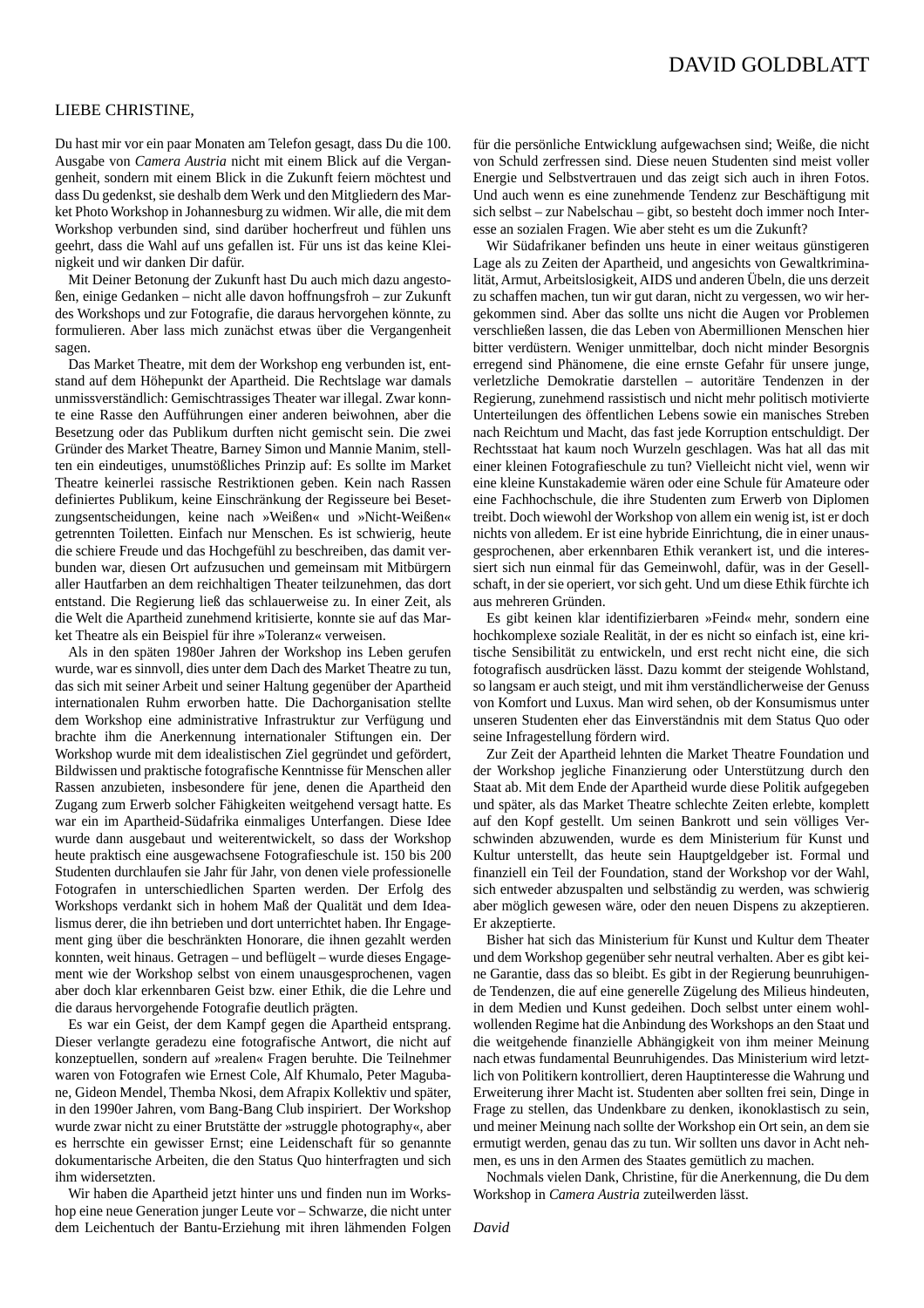# DAVID GOLDBLATT

LIEBE CHRISTINE,

Du hast mir vor ein paar Monaten am Telefon gesagt, dass Du die 100. Ausgabe von *Camera Austria* nicht mit einem Blick auf die Vergangenheit, sondern mit einem Blick in die Zukunft feiern möchtest und dass Du gedenkst, sie deshalb dem Werk und den Mitgliedern des Market Photo Workshop in Johannesburg zu widmen. Wir alle, die mit dem Workshop verbunden sind, sind darüber hocherfreut und fühlen uns geehrt, dass die Wahl auf uns gefallen ist. Für uns ist das keine Kleinigkeit und wir danken Dir dafür.

Mit Deiner Betonung der Zukunft hast Du auch mich dazu angestoßen, einige Gedanken – nicht alle davon hoffnungsfroh – zur Zukunft des Workshops und zur Fotografie, die daraus hervorgehen könnte, zu formulieren. Aber lass mich zunächst etwas über die Vergangenheit sagen.

Das Market Theatre, mit dem der Workshop eng verbunden ist, entstand auf dem Höhepunkt der Apartheid. Die Rechtslage war damals unmissverständlich: Gemischtrassiges Theater war illegal. Zwar konnte eine Rasse den Aufführungen einer anderen beiwohnen, aber die Besetzung oder das Publikum durften nicht gemischt sein. Die zwei Gründer des Market Theatre, Barney Simon und Mannie Manim, stellten ein eindeutiges, unumstößliches Prinzip auf: Es sollte im Market Theatre keinerlei rassische Restriktionen geben. Kein nach Rassen definiertes Publikum, keine Einschränkung der Regisseure bei Besetzungsentscheidungen, keine nach »Weißen« und »Nicht-Weißen« getrennten Toiletten. Einfach nur Menschen. Es ist schwierig, heute die schiere Freude und das Hochgefühl zu beschreiben, das damit verbunden war, diesen Ort aufzusuchen und gemeinsam mit Mitbürgern aller Hautfarben an dem reichhaltigen Theater teilzunehmen, das dort entstand. Die Regierung ließ das schlauerweise zu. In einer Zeit, als die Welt die Apartheid zunehmend kritisierte, konnte sie auf das Market Theatre als ein Beispiel für ihre »Toleranz« verweisen.

Als in den späten 1980er Jahren der Workshop ins Leben gerufen wurde, war es sinnvoll, dies unter dem Dach des Market Theatre zu tun, das sich mit seiner Arbeit und seiner Haltung gegenüber der Apartheid internationalen Ruhm erworben hatte. Die Dachorganisation stellte dem Workshop eine administrative Infrastruktur zur Verfügung und brachte ihm die Anerkennung internationaler Stiftungen ein. Der Workshop wurde mit dem idealistischen Ziel gegründet und gefördert, Bildwissen und praktische fotografische Kenntnisse für Menschen aller Rassen anzubieten, insbesondere für jene, denen die Apartheid den Zugang zum Erwerb solcher Fähigkeiten weitgehend versagt hatte. Es war ein im Apartheid-Südafrika einmaliges Unterfangen. Diese Idee wurde dann ausgebaut und weiterentwickelt, so dass der Workshop heute praktisch eine ausgewachsene Fotografieschule ist. 150 bis 200 Studenten durchlaufen sie Jahr für Jahr, von denen viele professionelle Fotografen in unterschiedlichen Sparten werden. Der Erfolg des Workshops verdankt sich in hohem Maß der Qualität und dem Idealismus derer, die ihn betrieben und dort unterrichtet haben. Ihr Engagement ging über die beschränkten Honorare, die ihnen gezahlt werden konnten, weit hinaus. Getragen – und beflügelt – wurde dieses Engagement wie der Workshop selbst von einem unausgesprochenen, vagen aber doch klar erkennbaren Geist bzw. einer Ethik, die die Lehre und die daraus hervorgehende Fotografie deutlich prägten.

Es war ein Geist, der dem Kampf gegen die Apartheid entsprang. Dieser verlangte geradezu eine fotografische Antwort, die nicht auf konzeptuellen, sondern auf »realen« Fragen beruhte. Die Teilnehmer waren von Fotografen wie Ernest Cole, Alf Khumalo, Peter Magubane, Gideon Mendel, Themba Nkosi, dem Afrapix Kollektiv und später, in den 1990er Jahren, vom Bang-Bang Club inspiriert. Der Workshop wurde zwar nicht zu einer Brutstätte der »struggle photography«, aber es herrschte ein gewisser Ernst; eine Leidenschaft für so genannte dokumentarische Arbeiten, die den Status Quo hinterfragten und sich ihm widersetzten.

Wir haben die Apartheid jetzt hinter uns und finden nun im Workshop eine neue Generation junger Leute vor – Schwarze, die nicht unter dem Leichentuch der Bantu-Erziehung mit ihren lähmenden Folgen für die persönliche Entwicklung aufgewachsen sind; Weiße, die nicht von Schuld zerfressen sind. Diese neuen Studenten sind meist voller Energie und Selbstvertrauen und das zeigt sich auch in ihren Fotos. Und auch wenn es eine zunehmende Tendenz zur Beschäftigung mit sich selbst – zur Nabelschau – gibt, so besteht doch immer noch Interesse an sozialen Fragen. Wie aber steht es um die Zukunft?

Wir Südafrikaner befinden uns heute in einer weitaus günstigeren Lage als zu Zeiten der Apartheid, und angesichts von Gewaltkriminalität, Armut, Arbeitslosigkeit, AIDS und anderen Übeln, die uns derzeit zu schaffen machen, tun wir gut daran, nicht zu vergessen, wo wir hergekommen sind. Aber das sollte uns nicht die Augen vor Problemen verschließen lassen, die das Leben von Abermillionen Menschen hier bitter verdüstern. Weniger unmittelbar, doch nicht minder Besorgnis erregend sind Phänomene, die eine ernste Gefahr für unsere junge, verletzliche Demokratie darstellen – autoritäre Tendenzen in der Regierung, zunehmend rassistisch und nicht mehr politisch motivierte Unterteilungen des öffentlichen Lebens sowie ein manisches Streben nach Reichtum und Macht, das fast jede Korruption entschuldigt. Der Rechtsstaat hat kaum noch Wurzeln geschlagen. Was hat all das mit einer kleinen Fotografieschule zu tun? Vielleicht nicht viel, wenn wir eine kleine Kunstakademie wären oder eine Schule für Amateure oder eine Fachhochschule, die ihre Studenten zum Erwerb von Diplomen treibt. Doch wiewohl der Workshop von allem ein wenig ist, ist er doch nichts von alledem. Er ist eine hybride Einrichtung, die in einer unausgesprochenen, aber erkennbaren Ethik verankert ist, und die interessiert sich nun einmal für das Gemeinwohl, dafür, was in der Gesellschaft, in der sie operiert, vor sich geht. Und um diese Ethik fürchte ich aus mehreren Gründen.

Es gibt keinen klar identifizierbaren »Feind« mehr, sondern eine hochkomplexe soziale Realität, in der es nicht so einfach ist, eine kritische Sensibilität zu entwickeln, und erst recht nicht eine, die sich fotografisch ausdrücken lässt. Dazu kommt der steigende Wohlstand, so langsam er auch steigt, und mit ihm verständlicherweise der Genuss von Komfort und Luxus. Man wird sehen, ob der Konsumismus unter unseren Studenten eher das Einverständnis mit dem Status Quo oder seine Infragestellung fördern wird.

Zur Zeit der Apartheid lehnten die Market Theatre Foundation und der Workshop jegliche Finanzierung oder Unterstützung durch den Staat ab. Mit dem Ende der Apartheid wurde diese Politik aufgegeben und später, als das Market Theatre schlechte Zeiten erlebte, komplett auf den Kopf gestellt. Um seinen Bankrott und sein völliges Verschwinden abzuwenden, wurde es dem Ministerium für Kunst und Kultur unterstellt, das heute sein Hauptgeldgeber ist. Formal und finanziell ein Teil der Foundation, stand der Workshop vor der Wahl, sich entweder abzuspalten und selbständig zu werden, was schwierig aber möglich gewesen wäre, oder den neuen Dispens zu akzeptieren. Er akzeptierte.

Bisher hat sich das Ministerium für Kunst und Kultur dem Theater und dem Workshop gegenüber sehr neutral verhalten. Aber es gibt keine Garantie, dass das so bleibt. Es gibt in der Regierung beunruhigende Tendenzen, die auf eine generelle Zügelung des Milieus hindeuten, in dem Medien und Kunst gedeihen. Doch selbst unter einem wohlwollenden Regime hat die Anbindung des Workshops an den Staat und die weitgehende finanzielle Abhängigkeit von ihm meiner Meinung nach etwas fundamental Beunruhigendes. Das Ministerium wird letztlich von Politikern kontrolliert, deren Hauptinteresse die Wahrung und Erweiterung ihrer Macht ist. Studenten aber sollten frei sein, Dinge in Frage zu stellen, das Undenkbare zu denken, ikonoklastisch zu sein, und meiner Meinung nach sollte der Workshop ein Ort sein, an dem sie ermutigt werden, genau das zu tun. Wir sollten uns davor in Acht nehmen, es uns in den Armen des Staates gemütlich zu machen.

Nochmals vielen Dank, Christine, für die Anerkennung, die Du dem Workshop in *Camera Austria* zuteilwerden lässt.

*David*